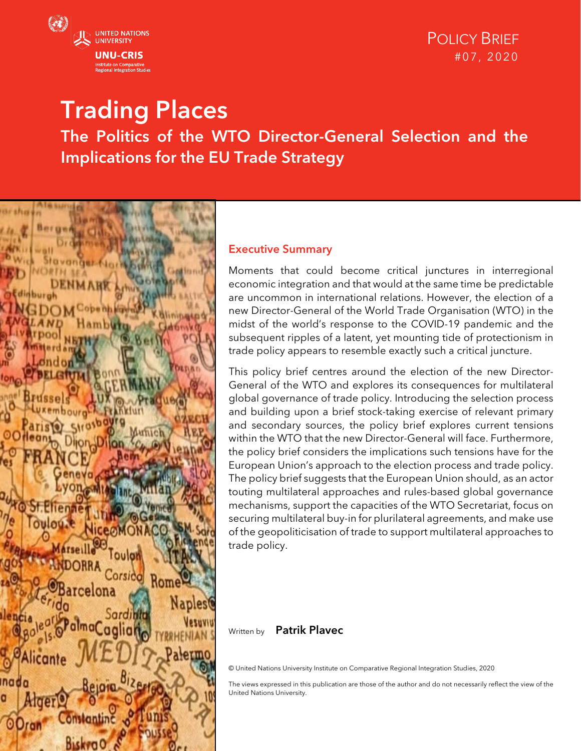UNITED NATIONS UNIVERSITY

UNU-CRIS

Institute on Comparative Regional Integration Studies

POLICY BRIEF

#07, 2020

# Trading Places

## The Politics of the WTO Director-General Selection and the Implications for the EU Trade Strategy

### Executive Summary

Moments that could become critical junctures in interregional economic integration and that would at the same time be predictable are uncommon in international relations. However, the election of a new Director-General of the World Trade Organisation (WTO) in the midst of the world's response to the COVID-19 pandemic and the subsequent ripples of a latent, yet mounting tide of protectionism in trade policy appears to resemble exactly such a critical juncture.

This policy brief centres around the election of the new Director-General of the WTO and explores its consequences for multilateral global governance of trade policy. Introducing the selection process and building upon a brief stock-taking exercise of relevant primary and secondary sources, the policy brief explores current tensions within the WTO that the new Director-General will face. Furthermore, the policy brief considers the implications such tensions have for the European Union's approach to the election process and trade policy. The policy brief suggests that the European Union should, as an actor touting multilateral approaches and rules-based global governance mechanisms, support the capacities of the WTO Secretariat, focus on securing multilateral buy-in for plurilateral agreements, and make use of the geopoliticisation of trade to support multilateral approaches to trade policy.

Written by **Patrik Plavec**

© United Nations University Institute on Comparative Regional Integration Studies, 2020

The views expressed in this publication are those of the author and do not necessarily reflect the view of the United Nations University.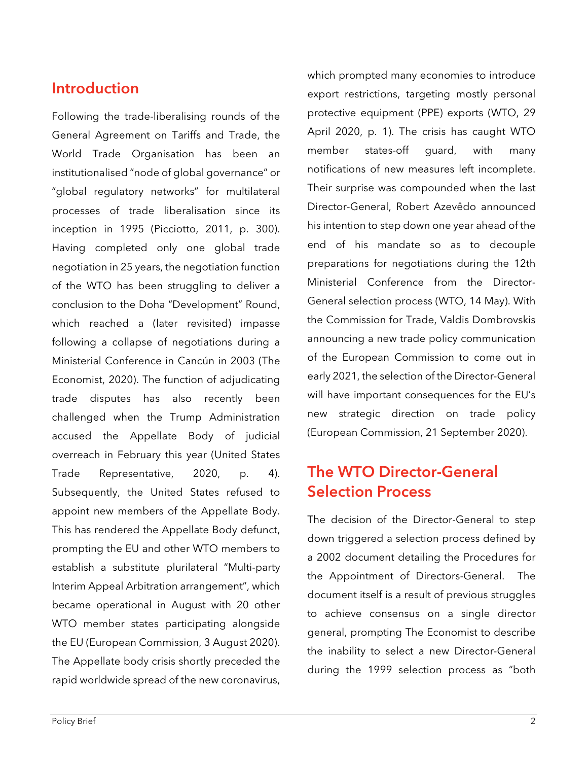## Introduction

Following the trade-liberalising rounds of the General Agreement on Tariffs and Trade, the World Trade Organisation has been an institutionalised "node of global governance" or "global regulatory networks" for multilateral processes of trade liberalisation since its inception in 1995 (Picciotto, 2011, p. 300). Having completed only one global trade negotiation in 25 years, the negotiation function of the WTO has been struggling to deliver a conclusion to the Doha "Development" Round, which reached a (later revisited) impasse following a collapse of negotiations during a Ministerial Conference in Cancún in 2003 (The Economist, 2020). The function of adjudicating trade disputes has also recently been challenged when the Trump Administration accused the Appellate Body of judicial overreach in February this year (United States Trade Representative, 2020, p. 4). Subsequently, the United States refused to appoint new members of the Appellate Body. This has rendered the Appellate Body defunct, prompting the EU and other WTO members to establish a substitute plurilateral "Multi-party Interim Appeal Arbitration arrangement", which became operational in August with 20 other WTO member states participating alongside the EU (European Commission, 3 August 2020). The Appellate body crisis shortly preceded the rapid worldwide spread of the new coronavirus, which prompted many economies to introduce export restrictions, targeting mostly personal protective equipment (PPE) exports (WTO, 29 April 2020, p. 1). The crisis has caught WTO member states-off guard, with many notifications of new measures left incomplete. Their surprise was compounded when the last Director-General, Robert Azevêdo announced his intention to step down one year ahead of the end of his mandate so as to decouple preparations for negotiations during the 12th Ministerial Conference from the Director-General selection process (WTO, 14 May). With the Commission for Trade, Valdis Dombrovskis announcing a new trade policy communication of the European Commission to come out in early 2021, the selection of the Director-General will have important consequences for the EU's new strategic direction on trade policy (European Commission, 21 September 2020).

## The WTO Director-General Selection Process

The decision of the Director-General to step down triggered a selection process defined by a 2002 document detailing the Procedures for the Appointment of Directors-General. The document itself is a result of previous struggles to achieve consensus on a single director general, prompting The Economist to describe the inability to select a new Director-General during the 1999 selection process as "both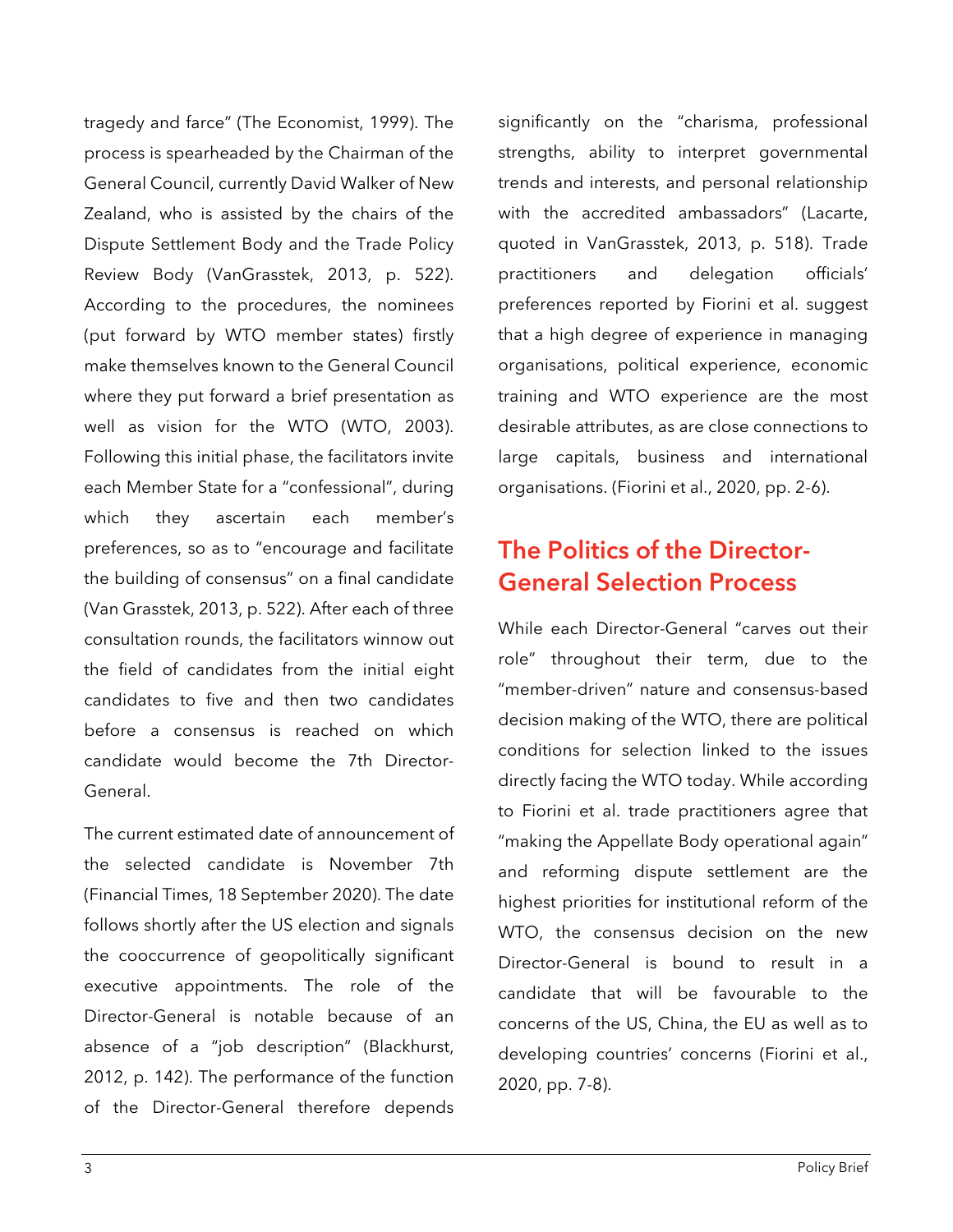tragedy and farce" (The Economist, 1999). The process is spearheaded by the Chairman of the General Council, currently David Walker of New Zealand, who is assisted by the chairs of the Dispute Settlement Body and the Trade Policy Review Body (VanGrasstek, 2013, p. 522). According to the procedures, the nominees (put forward by WTO member states) firstly make themselves known to the General Council where they put forward a brief presentation as well as vision for the WTO (WTO, 2003). Following this initial phase, the facilitators invite each Member State for a "confessional", during which they ascertain each member's preferences, so as to "encourage and facilitate the building of consensus" on a final candidate (Van Grasstek, 2013, p. 522). After each of three consultation rounds, the facilitators winnow out the field of candidates from the initial eight candidates to five and then two candidates before a consensus is reached on which candidate would become the 7th Director-General.

The current estimated date of announcement of the selected candidate is November 7th (Financial Times, 18 September 2020). The date follows shortly after the US election and signals the cooccurrence of geopolitically significant executive appointments. The role of the Director-General is notable because of an absence of a "job description" (Blackhurst, 2012, p. 142). The performance of the function of the Director-General therefore depends significantly on the "charisma, professional strengths, ability to interpret governmental trends and interests, and personal relationship with the accredited ambassadors" (Lacarte, quoted in VanGrasstek, 2013, p. 518). Trade practitioners and delegation officials' preferences reported by Fiorini et al. suggest that a high degree of experience in managing organisations, political experience, economic training and WTO experience are the most desirable attributes, as are close connections to large capitals, business and international organisations. (Fiorini et al., 2020, pp. 2-6).

## The Politics of the Director-General Selection Process

While each Director-General "carves out their role" throughout their term, due to the "member-driven" nature and consensus-based decision making of the WTO, there are political conditions for selection linked to the issues directly facing the WTO today. While according to Fiorini et al. trade practitioners agree that "making the Appellate Body operational again" and reforming dispute settlement are the highest priorities for institutional reform of the WTO, the consensus decision on the new Director-General is bound to result in a candidate that will be favourable to the concerns of the US, China, the EU as well as to developing countries' concerns (Fiorini et al., 2020, pp. 7-8).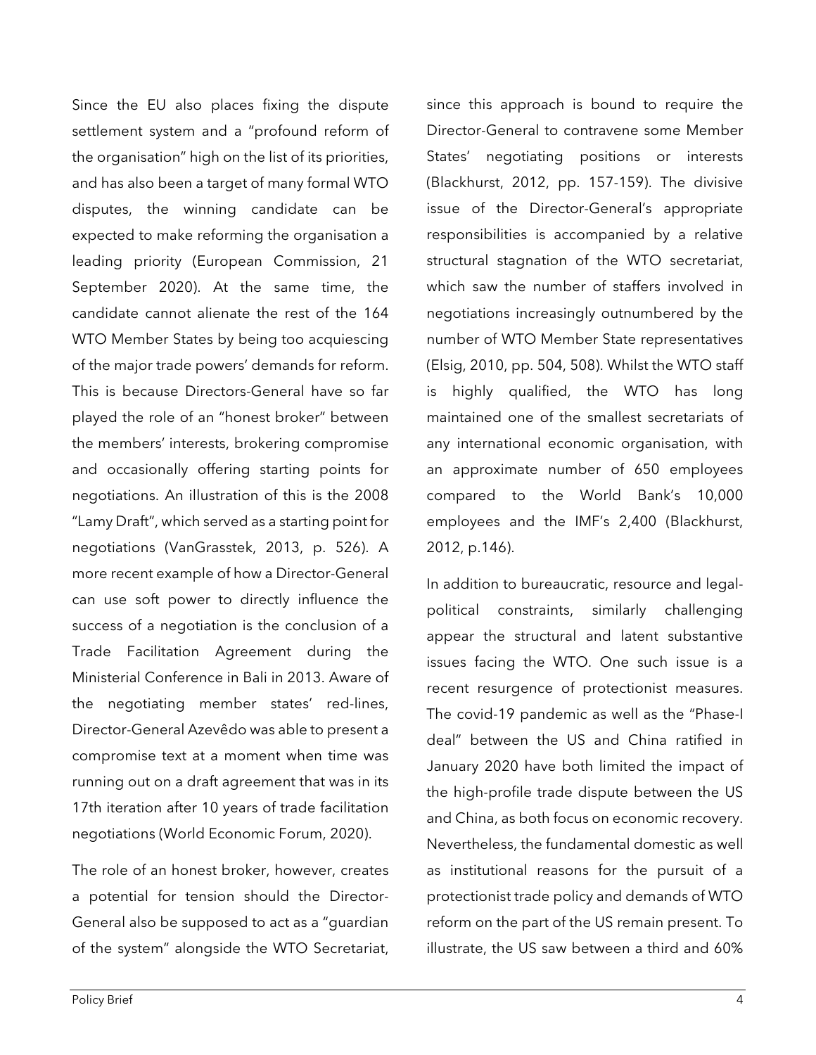Since the EU also places fixing the dispute settlement system and a "profound reform of the organisation" high on the list of its priorities, and has also been a target of many formal WTO disputes, the winning candidate can be expected to make reforming the organisation a leading priority (European Commission, 21 September 2020). At the same time, the candidate cannot alienate the rest of the 164 WTO Member States by being too acquiescing of the major trade powers' demands for reform. This is because Directors-General have so far played the role of an "honest broker" between the members' interests, brokering compromise and occasionally offering starting points for negotiations. An illustration of this is the 2008 "Lamy Draft", which served as a starting point for negotiations (VanGrasstek, 2013, p. 526). A more recent example of how a Director-General can use soft power to directly influence the success of a negotiation is the conclusion of a Trade Facilitation Agreement during the Ministerial Conference in Bali in 2013. Aware of the negotiating member states' red-lines, Director-General Azevêdo was able to present a compromise text at a moment when time was running out on a draft agreement that was in its 17th iteration after 10 years of trade facilitation negotiations (World Economic Forum, 2020).

The role of an honest broker, however, creates a potential for tension should the Director-General also be supposed to act as a "guardian of the system" alongside the WTO Secretariat, since this approach is bound to require the Director-General to contravene some Member States' negotiating positions or interests (Blackhurst, 2012, pp. 157-159). The divisive issue of the Director-General's appropriate responsibilities is accompanied by a relative structural stagnation of the WTO secretariat, which saw the number of staffers involved in negotiations increasingly outnumbered by the number of WTO Member State representatives (Elsig, 2010, pp. 504, 508). Whilst the WTO staff is highly qualified, the WTO has long maintained one of the smallest secretariats of any international economic organisation, with an approximate number of 650 employees compared to the World Bank's 10,000 employees and the IMF's 2,400 (Blackhurst, 2012, p.146).

In addition to bureaucratic, resource and legal-political constraints, similarly challenging appear the structural and latent substantive issues facing the WTO. One such issue is a recent resurgence of protectionist measures. The covid-19 pandemic as well as the "Phase-I deal" between the US and China ratified in January 2020 have both limited the impact of the high-profile trade dispute between the US and China, as both focus on economic recovery. Nevertheless, the fundamental domestic as well as institutional reasons for the pursuit of a protectionist trade policy and demands of WTO reform on the part of the US remain present. To illustrate, the US saw between a third and 60%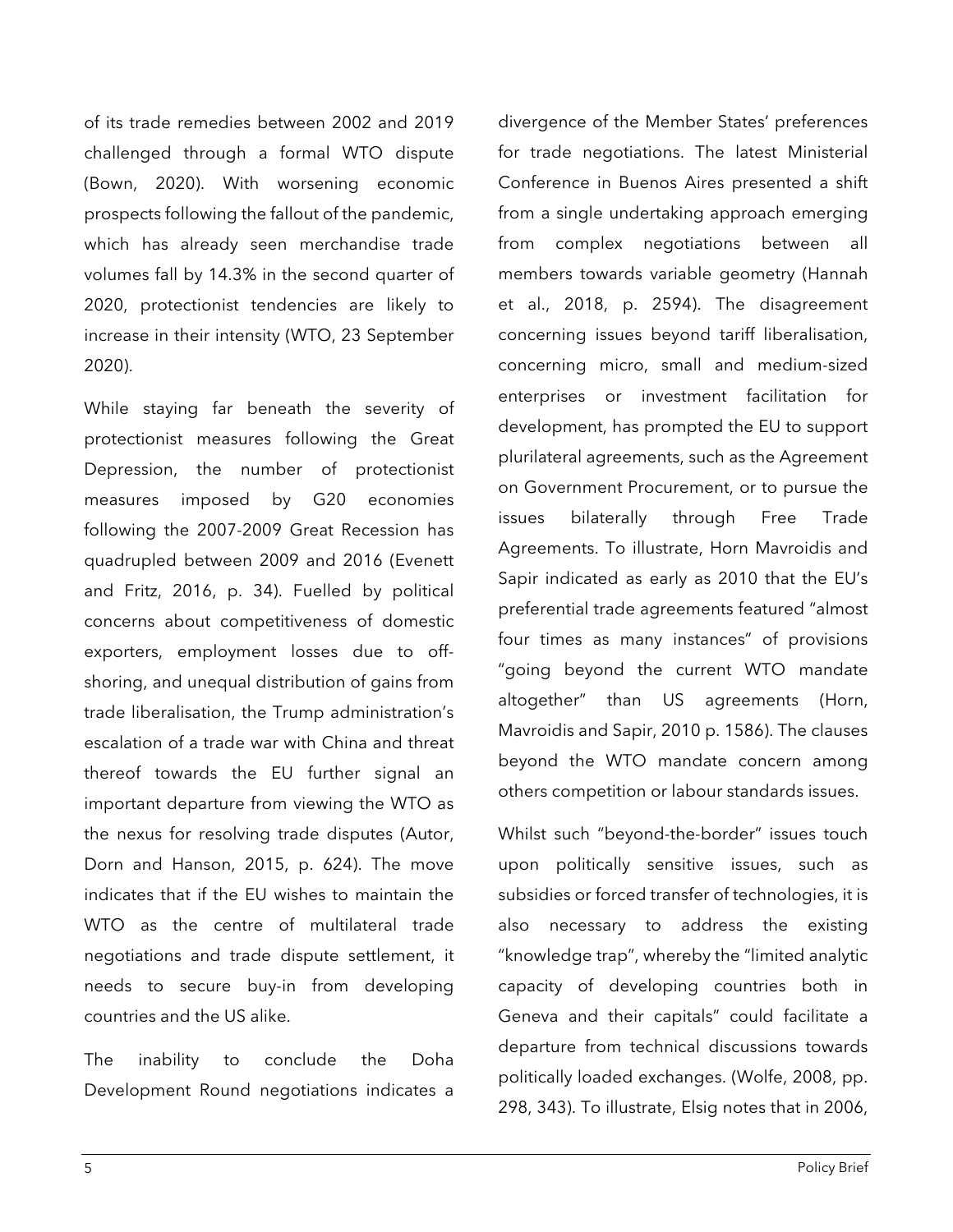of its trade remedies between 2002 and 2019 challenged through a formal WTO dispute (Bown, 2020). With worsening economic prospects following the fallout of the pandemic, which has already seen merchandise trade volumes fall by 14.3% in the second quarter of 2020, protectionist tendencies are likely to increase in their intensity (WTO, 23 September 2020).

While staying far beneath the severity of protectionist measures following the Great Depression, the number of protectionist measures imposed by G20 economies following the 2007-2009 Great Recession has quadrupled between 2009 and 2016 (Evenett and Fritz, 2016, p. 34). Fuelled by political concerns about competitiveness of domestic exporters, employment losses due to off-shoring, and unequal distribution of gains from trade liberalisation, the Trump administration's escalation of a trade war with China and threat thereof towards the EU further signal an important departure from viewing the WTO as the nexus for resolving trade disputes (Autor, Dorn and Hanson, 2015, p. 624). The move indicates that if the EU wishes to maintain the WTO as the centre of multilateral trade negotiations and trade dispute settlement, it needs to secure buy-in from developing countries and the US alike.

The inability to conclude the Doha Development Round negotiations indicates a divergence of the Member States' preferences for trade negotiations. The latest Ministerial Conference in Buenos Aires presented a shift from a single undertaking approach emerging from complex negotiations between all members towards variable geometry (Hannah et al., 2018, p. 2594). The disagreement concerning issues beyond tariff liberalisation, concerning micro, small and medium-sized enterprises or investment facilitation for development, has prompted the EU to support plurilateral agreements, such as the Agreement on Government Procurement, or to pursue the issues bilaterally through Free Trade Agreements. To illustrate, Horn Mavroidis and Sapir indicated as early as 2010 that the EU's preferential trade agreements featured "almost four times as many instances" of provisions "going beyond the current WTO mandate altogether" than US agreements (Horn, Mavroidis and Sapir, 2010 p. 1586). The clauses beyond the WTO mandate concern among others competition or labour standards issues.

Whilst such "beyond-the-border" issues touch upon politically sensitive issues, such as subsidies or forced transfer of technologies, it is also necessary to address the existing "knowledge trap", whereby the "limited analytic capacity of developing countries both in Geneva and their capitals" could facilitate a departure from technical discussions towards politically loaded exchanges. (Wolfe, 2008, pp. 298, 343). To illustrate, Elsig notes that in 2006,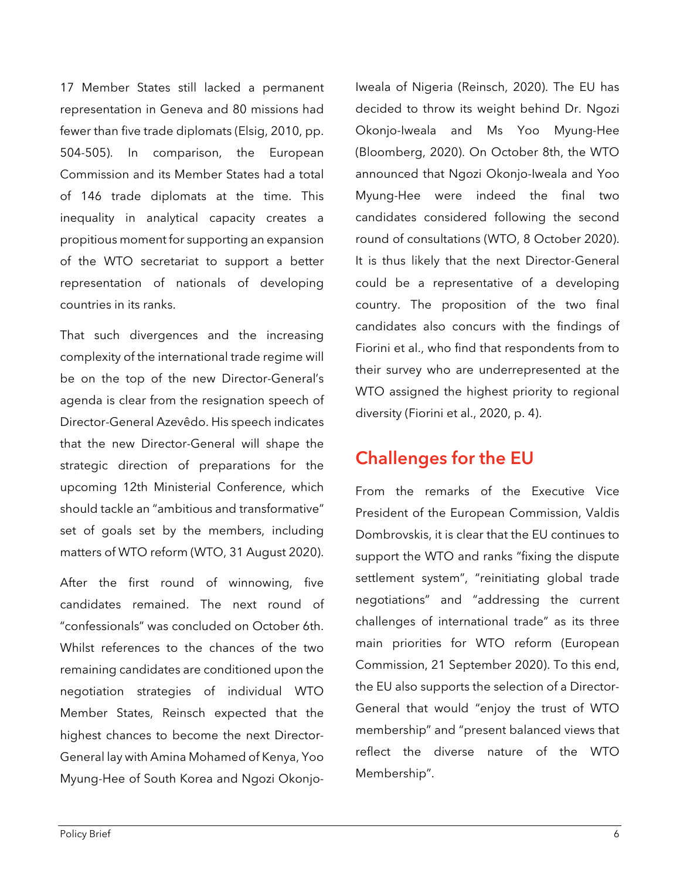17 Member States still lacked a permanent representation in Geneva and 80 missions had fewer than five trade diplomats (Elsig, 2010, pp. 504-505). In comparison, the European Commission and its Member States had a total of 146 trade diplomats at the time. This inequality in analytical capacity creates a propitious moment for supporting an expansion of the WTO secretariat to support a better representation of nationals of developing countries in its ranks.

That such divergences and the increasing complexity of the international trade regime will be on the top of the new Director-General's agenda is clear from the resignation speech of Director-General Azevêdo. His speech indicates that the new Director-General will shape the strategic direction of preparations for the upcoming 12th Ministerial Conference, which should tackle an "ambitious and transformative" set of goals set by the members, including matters of WTO reform (WTO, 31 August 2020).

After the first round of winnowing, five candidates remained. The next round of "confessionals" was concluded on October 6th. Whilst references to the chances of the two remaining candidates are conditioned upon the negotiation strategies of individual WTO Member States, Reinsch expected that the highest chances to become the next Director-General lay with Amina Mohamed of Kenya, Yoo Myung-Hee of South Korea and Ngozi Okonjo-Iweala of Nigeria (Reinsch, 2020). The EU has decided to throw its weight behind Dr. Ngozi Okonjo-Iweala and Ms Yoo Myung-Hee (Bloomberg, 2020). On October 8th, the WTO announced that Ngozi Okonjo-Iweala and Yoo Myung-Hee were indeed the final two candidates considered following the second round of consultations (WTO, 8 October 2020). It is thus likely that the next Director-General could be a representative of a developing country. The proposition of the two final candidates also concurs with the findings of Fiorini et al., who find that respondents from to their survey who are underrepresented at the WTO assigned the highest priority to regional diversity (Fiorini et al., 2020, p. 4).

## Challenges for the EU

From the remarks of the Executive Vice President of the European Commission, Valdis Dombrovskis, it is clear that the EU continues to support the WTO and ranks "fixing the dispute settlement system", "reinitiating global trade negotiations" and "addressing the current challenges of international trade" as its three main priorities for WTO reform (European Commission, 21 September 2020). To this end, the EU also supports the selection of a Director-General that would "enjoy the trust of WTO membership" and "present balanced views that reflect the diverse nature of the WTO Membership".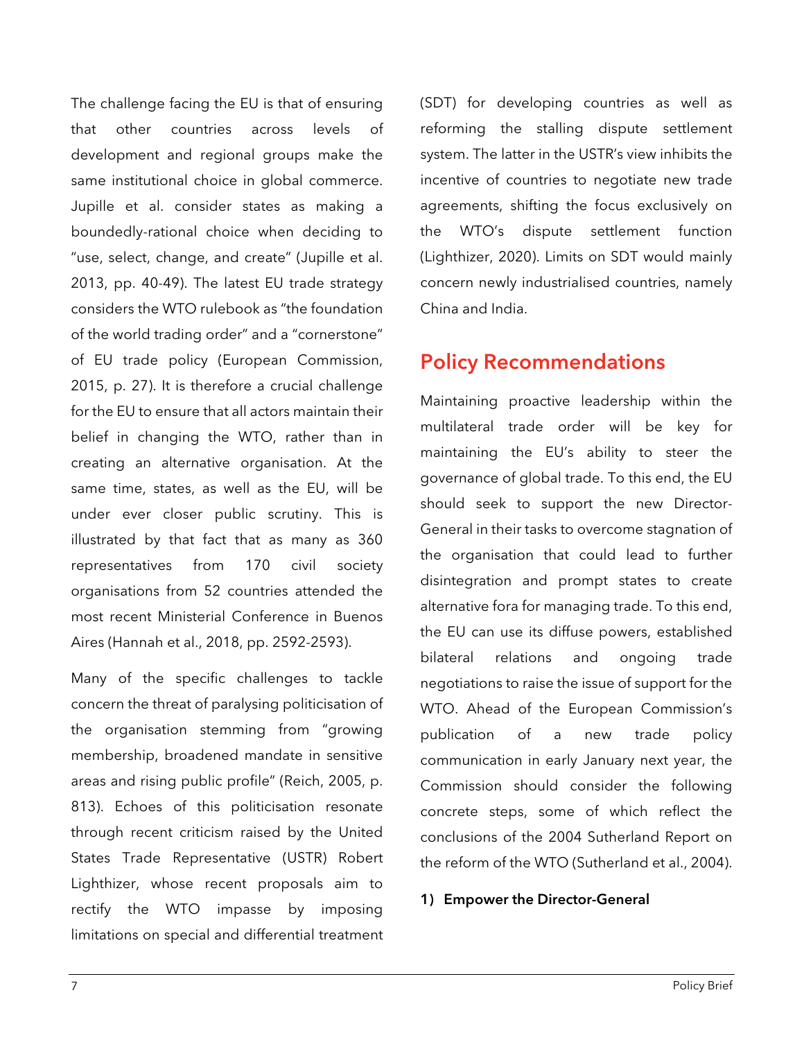The challenge facing the EU is that of ensuring that other countries across levels of development and regional groups make the same institutional choice in global commerce. Jupille et al. consider states as making a boundedly-rational choice when deciding to "use, select, change, and create" (Jupille et al. 2013, pp. 40-49). The latest EU trade strategy considers the WTO rulebook as "the foundation of the world trading order" and a "cornerstone" of EU trade policy (European Commission, 2015, p. 27). It is therefore a crucial challenge for the EU to ensure that all actors maintain their belief in changing the WTO, rather than in creating an alternative organisation. At the same time, states, as well as the EU, will be under ever closer public scrutiny. This is illustrated by that fact that as many as 360 representatives from 170 civil society organisations from 52 countries attended the most recent Ministerial Conference in Buenos Aires (Hannah et al., 2018, pp. 2592-2593).

Many of the specific challenges to tackle concern the threat of paralysing politicisation of the organisation stemming from "growing membership, broadened mandate in sensitive areas and rising public profile" (Reich, 2005, p. 813). Echoes of this politicisation resonate through recent criticism raised by the United States Trade Representative (USTR) Robert Lighthizer, whose recent proposals aim to rectify the WTO impasse by imposing limitations on special and differential treatment (SDT) for developing countries as well as reforming the stalling dispute settlement system. The latter in the USTR's view inhibits the incentive of countries to negotiate new trade agreements, shifting the focus exclusively on the WTO's dispute settlement function (Lighthizer, 2020). Limits on SDT would mainly concern newly industrialised countries, namely China and India.

## Policy Recommendations

Maintaining proactive leadership within the multilateral trade order will be key for maintaining the EU's ability to steer the governance of global trade. To this end, the EU should seek to support the new Director-General in their tasks to overcome stagnation of the organisation that could lead to further disintegration and prompt states to create alternative fora for managing trade. To this end, the EU can use its diffuse powers, established bilateral relations and ongoing trade negotiations to raise the issue of support for the WTO. Ahead of the European Commission's publication of a new trade policy communication in early January next year, the Commission should consider the following concrete steps, some of which reflect the conclusions of the 2004 Sutherland Report on the reform of the WTO (Sutherland et al., 2004).

**1) Empower the Director-General**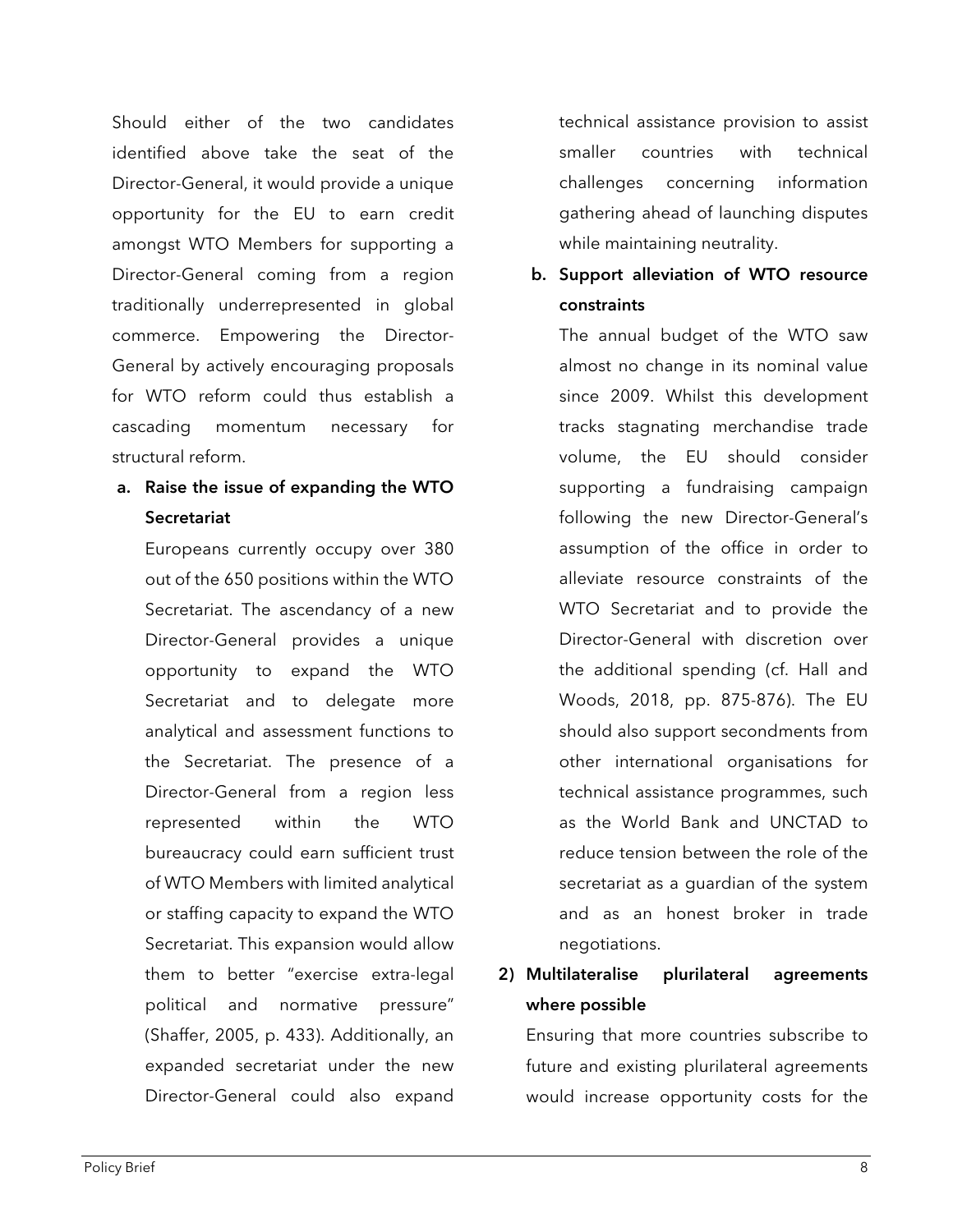Should either of the two candidates identified above take the seat of the Director-General, it would provide a unique opportunity for the EU to earn credit amongst WTO Members for supporting a Director-General coming from a region traditionally underrepresented in global commerce. Empowering the Director-General by actively encouraging proposals for WTO reform could thus establish a cascading momentum necessary for structural reform.

**a. Raise the issue of expanding the WTO Secretariat**

Europeans currently occupy over 380 out of the 650 positions within the WTO Secretariat. The ascendancy of a new Director-General provides a unique opportunity to expand the WTO Secretariat and to delegate more analytical and assessment functions to the Secretariat. The presence of a Director-General from a region less represented within the WTO bureaucracy could earn sufficient trust of WTO Members with limited analytical or staffing capacity to expand the WTO Secretariat. This expansion would allow them to better "exercise extra-legal political and normative pressure" (Shaffer, 2005, p. 433). Additionally, an expanded secretariat under the new Director-General could also expand technical assistance provision to assist smaller countries with technical challenges concerning information gathering ahead of launching disputes while maintaining neutrality.

**b. Support alleviation of WTO resource constraints**

The annual budget of the WTO saw almost no change in its nominal value since 2009. Whilst this development tracks stagnating merchandise trade volume, the EU should consider supporting a fundraising campaign following the new Director-General's assumption of the office in order to alleviate resource constraints of the WTO Secretariat and to provide the Director-General with discretion over the additional spending (cf. Hall and Woods, 2018, pp. 875-876). The EU should also support secondments from other international organisations for technical assistance programmes, such as the World Bank and UNCTAD to reduce tension between the role of the secretariat as a guardian of the system and as an honest broker in trade negotiations.

**2) Multilateralise plurilateral agreements where possible**

Ensuring that more countries subscribe to future and existing plurilateral agreements would increase opportunity costs for the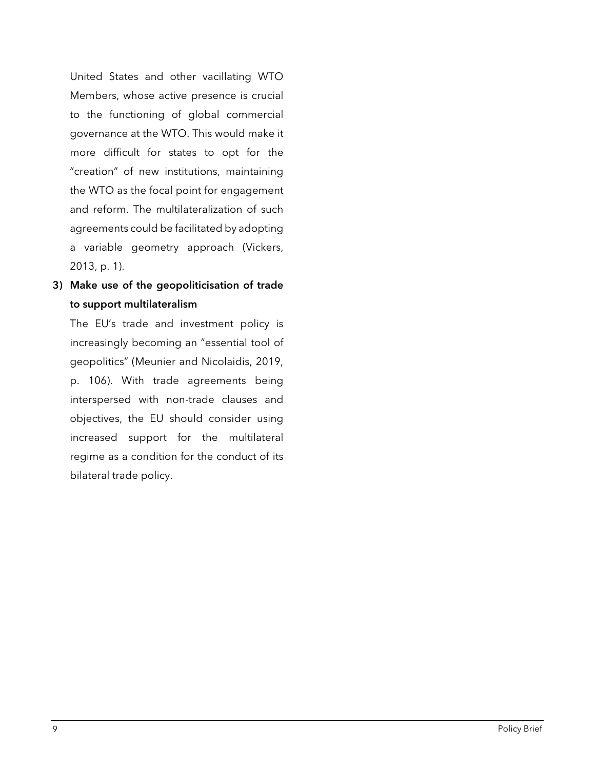United States and other vacillating WTO Members, whose active presence is crucial to the functioning of global commercial governance at the WTO. This would make it more difficult for states to opt for the "creation" of new institutions, maintaining the WTO as the focal point for engagement and reform. The multilateralization of such agreements could be facilitated by adopting a variable geometry approach (Vickers, 2013, p. 1).

3) **Make use of the geopoliticisation of trade to support multilateralism**

   The EU's trade and investment policy is increasingly becoming an "essential tool of geopolitics" (Meunier and Nicolaidis, 2019, p. 106). With trade agreements being interspersed with non-trade clauses and objectives, the EU should consider using increased support for the multilateral regime as a condition for the conduct of its bilateral trade policy.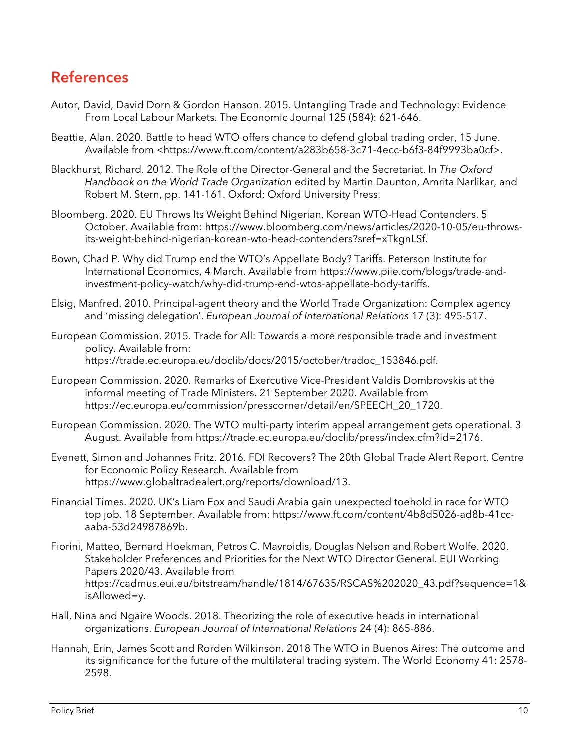## References

Autor, David, David Dorn & Gordon Hanson. 2015. Untangling Trade and Technology: Evidence From Local Labour Markets. The Economic Journal 125 (584): 621-646.

Beattie, Alan. 2020. Battle to head WTO offers chance to defend global trading order, 15 June. Available from <https://www.ft.com/content/a283b658-3c71-4ecc-b6f3-84f9993ba0cf>.

Blackhurst, Richard. 2012. The Role of the Director-General and the Secretariat. In *The Oxford Handbook on the World Trade Organization* edited by Martin Daunton, Amrita Narlikar, and Robert M. Stern, pp. 141-161. Oxford: Oxford University Press.

Bloomberg. 2020. EU Throws Its Weight Behind Nigerian, Korean WTO-Head Contenders. 5 October. Available from: https://www.bloomberg.com/news/articles/2020-10-05/eu-throws-its-weight-behind-nigerian-korean-wto-head-contenders?sref=xTkgnLSf.

Bown, Chad P. Why did Trump end the WTO's Appellate Body? Tariffs. Peterson Institute for International Economics, 4 March. Available from https://www.piie.com/blogs/trade-and-investment-policy-watch/why-did-trump-end-wtos-appellate-body-tariffs.

Elsig, Manfred. 2010. Principal-agent theory and the World Trade Organization: Complex agency and 'missing delegation'. *European Journal of International Relations* 17 (3): 495-517.

European Commission. 2015. Trade for All: Towards a more responsible trade and investment policy. Available from: https://trade.ec.europa.eu/doclib/docs/2015/october/tradoc_153846.pdf.

European Commission. 2020. Remarks of Executive Vice-President Valdis Dombrovskis at the informal meeting of Trade Ministers. 21 September 2020. Available from https://ec.europa.eu/commission/presscorner/detail/en/SPEECH_20_1720.

European Commission. 2020. The WTO multi-party interim appeal arrangement gets operational. 3 August. Available from https://trade.ec.europa.eu/doclib/press/index.cfm?id=2176.

Evenett, Simon and Johannes Fritz. 2016. FDI Recovers? The 20th Global Trade Alert Report. Centre for Economic Policy Research. Available from https://www.globaltradealert.org/reports/download/13.

Financial Times. 2020. UK's Liam Fox and Saudi Arabia gain unexpected toehold in race for WTO top job. 18 September. Available from: https://www.ft.com/content/4b8d5026-ad8b-41cc-aaba-53d24987869b.

Fiorini, Matteo, Bernard Hoekman, Petros C. Mavroidis, Douglas Nelson and Robert Wolfe. 2020. Stakeholder Preferences and Priorities for the Next WTO Director General. EUI Working Papers 2020/43. Available from https://cadmus.eui.eu/bitstream/handle/1814/67635/RSCAS%202020_43.pdf?sequence=1&isAllowed=y.

Hall, Nina and Ngaire Woods. 2018. Theorizing the role of executive heads in international organizations. *European Journal of International Relations* 24 (4): 865-886.

Hannah, Erin, James Scott and Rorden Wilkinson. 2018 The WTO in Buenos Aires: The outcome and its significance for the future of the multilateral trading system. The World Economy 41: 2578-2598.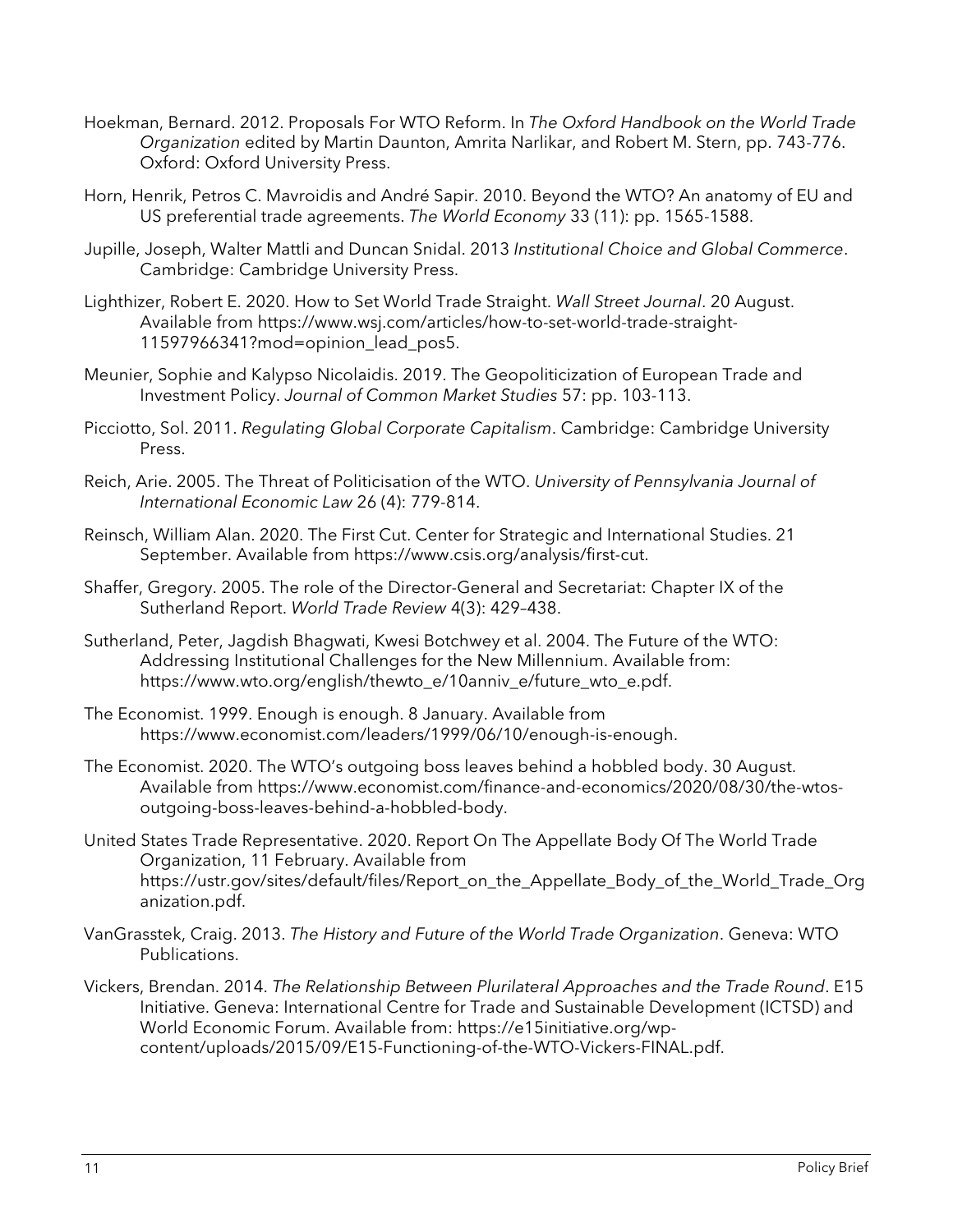Hoekman, Bernard. 2012. Proposals For WTO Reform. In *The Oxford Handbook on the World Trade Organization* edited by Martin Daunton, Amrita Narlikar, and Robert M. Stern, pp. 743-776. Oxford: Oxford University Press.

Horn, Henrik, Petros C. Mavroidis and André Sapir. 2010. Beyond the WTO? An anatomy of EU and US preferential trade agreements. *The World Economy* 33 (11): pp. 1565-1588.

Jupille, Joseph, Walter Mattli and Duncan Snidal. 2013 *Institutional Choice and Global Commerce*. Cambridge: Cambridge University Press.

Lighthizer, Robert E. 2020. How to Set World Trade Straight. *Wall Street Journal*. 20 August. Available from https://www.wsj.com/articles/how-to-set-world-trade-straight-11597966341?mod=opinion_lead_pos5.

Meunier, Sophie and Kalypso Nicolaidis. 2019. The Geopoliticization of European Trade and Investment Policy. *Journal of Common Market Studies* 57: pp. 103-113.

Picciotto, Sol. 2011. *Regulating Global Corporate Capitalism*. Cambridge: Cambridge University Press.

Reich, Arie. 2005. The Threat of Politicisation of the WTO. *University of Pennsylvania Journal of International Economic Law* 26 (4): 779-814.

Reinsch, William Alan. 2020. The First Cut. Center for Strategic and International Studies. 21 September. Available from https://www.csis.org/analysis/first-cut.

Shaffer, Gregory. 2005. The role of the Director-General and Secretariat: Chapter IX of the Sutherland Report. *World Trade Review* 4(3): 429–438.

Sutherland, Peter, Jagdish Bhagwati, Kwesi Botchwey et al. 2004. The Future of the WTO: Addressing Institutional Challenges for the New Millennium. Available from: https://www.wto.org/english/thewto_e/10anniv_e/future_wto_e.pdf.

The Economist. 1999. Enough is enough. 8 January. Available from https://www.economist.com/leaders/1999/06/10/enough-is-enough.

The Economist. 2020. The WTO's outgoing boss leaves behind a hobbled body. 30 August. Available from https://www.economist.com/finance-and-economics/2020/08/30/the-wtos-outgoing-boss-leaves-behind-a-hobbled-body.

United States Trade Representative. 2020. Report On The Appellate Body Of The World Trade Organization, 11 February. Available from https://ustr.gov/sites/default/files/Report_on_the_Appellate_Body_of_the_World_Trade_Organization.pdf.

VanGrasstek, Craig. 2013. *The History and Future of the World Trade Organization*. Geneva: WTO Publications.

Vickers, Brendan. 2014. *The Relationship Between Plurilateral Approaches and the Trade Round*. E15 Initiative. Geneva: International Centre for Trade and Sustainable Development (ICTSD) and World Economic Forum. Available from: https://e15initiative.org/wp-content/uploads/2015/09/E15-Functioning-of-the-WTO-Vickers-FINAL.pdf.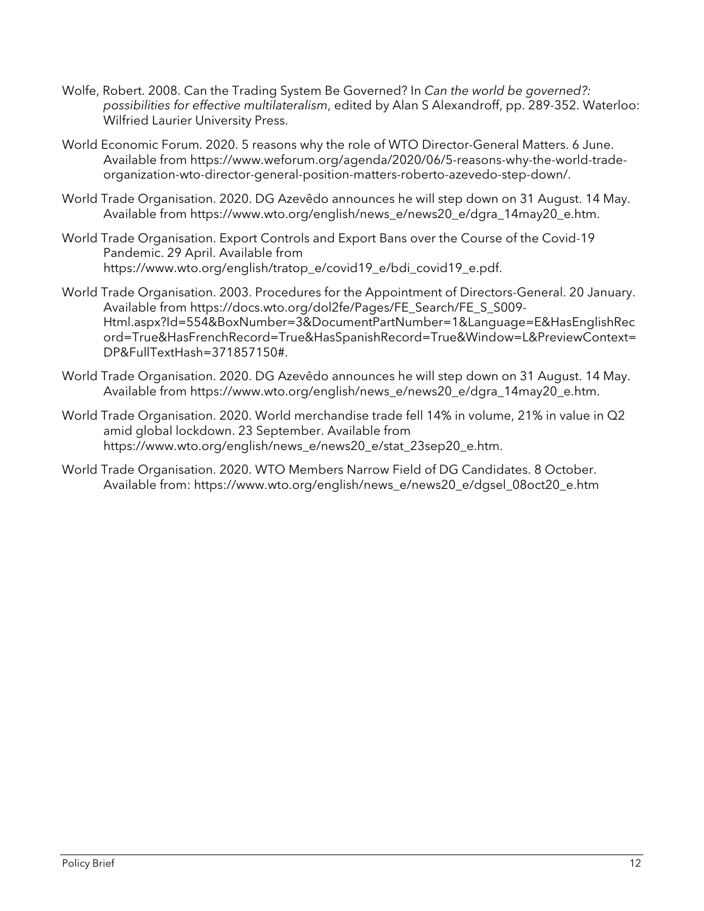Wolfe, Robert. 2008. Can the Trading System Be Governed? In *Can the world be governed?: possibilities for effective multilateralism*, edited by Alan S Alexandroff, pp. 289-352. Waterloo: Wilfried Laurier University Press.

World Economic Forum. 2020. 5 reasons why the role of WTO Director-General Matters. 6 June. Available from https://www.weforum.org/agenda/2020/06/5-reasons-why-the-world-trade-organization-wto-director-general-position-matters-roberto-azevedo-step-down/.

World Trade Organisation. 2020. DG Azevêdo announces he will step down on 31 August. 14 May. Available from https://www.wto.org/english/news_e/news20_e/dgra_14may20_e.htm.

World Trade Organisation. Export Controls and Export Bans over the Course of the Covid-19 Pandemic. 29 April. Available from https://www.wto.org/english/tratop_e/covid19_e/bdi_covid19_e.pdf.

World Trade Organisation. 2003. Procedures for the Appointment of Directors-General. 20 January. Available from https://docs.wto.org/dol2fe/Pages/FE_Search/FE_S_S009-Html.aspx?Id=554&BoxNumber=3&DocumentPartNumber=1&Language=E&HasEnglishRecord=True&HasFrenchRecord=True&HasSpanishRecord=True&Window=L&PreviewContext=DP&FullTextHash=371857150#.

World Trade Organisation. 2020. DG Azevêdo announces he will step down on 31 August. 14 May. Available from https://www.wto.org/english/news_e/news20_e/dgra_14may20_e.htm.

World Trade Organisation. 2020. World merchandise trade fell 14% in volume, 21% in value in Q2 amid global lockdown. 23 September. Available from https://www.wto.org/english/news_e/news20_e/stat_23sep20_e.htm.

World Trade Organisation. 2020. WTO Members Narrow Field of DG Candidates. 8 October. Available from: https://www.wto.org/english/news_e/news20_e/dgsel_08oct20_e.htm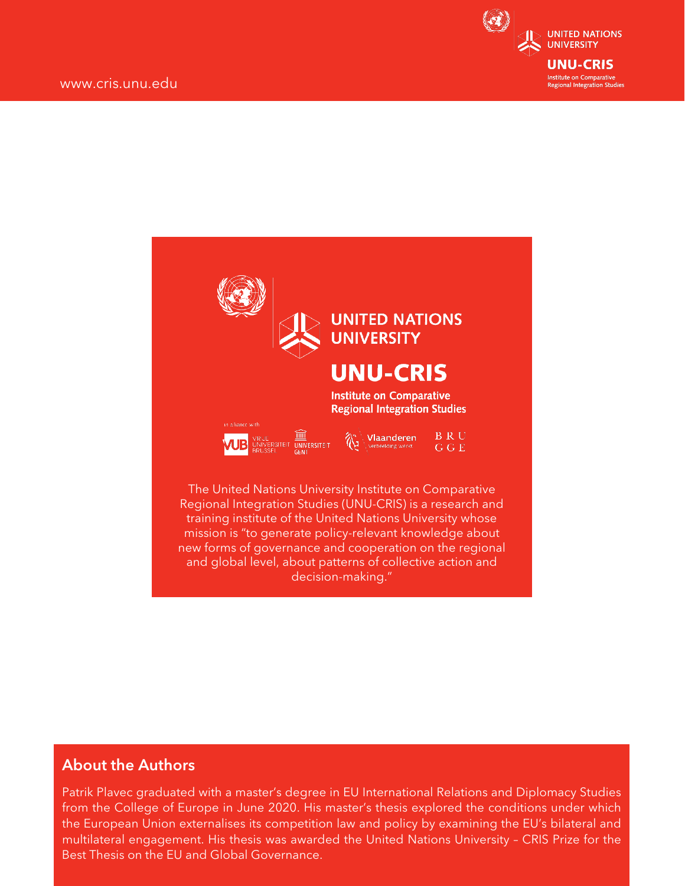www.cris.unu.edu

UNITED NATIONS UNIVERSITY

UNU-CRIS

Institute on Comparative Regional Integration Studies

UNITED NATIONS UNIVERSITY

UNU-CRIS

Institute on Comparative Regional Integration Studies

in alliance with

VUB VRIJE UNIVERSITEIT BRUSSEL UNIVERSITEIT GENT Vlaanderen verbeelding werkt BRUGGE

The United Nations University Institute on Comparative Regional Integration Studies (UNU-CRIS) is a research and training institute of the United Nations University whose mission is "to generate policy-relevant knowledge about new forms of governance and cooperation on the regional and global level, about patterns of collective action and decision-making."

## About the Authors

Patrik Plavec graduated with a master's degree in EU International Relations and Diplomacy Studies from the College of Europe in June 2020. His master's thesis explored the conditions under which the European Union externalises its competition law and policy by examining the EU's bilateral and multilateral engagement. His thesis was awarded the United Nations University – CRIS Prize for the Best Thesis on the EU and Global Governance.